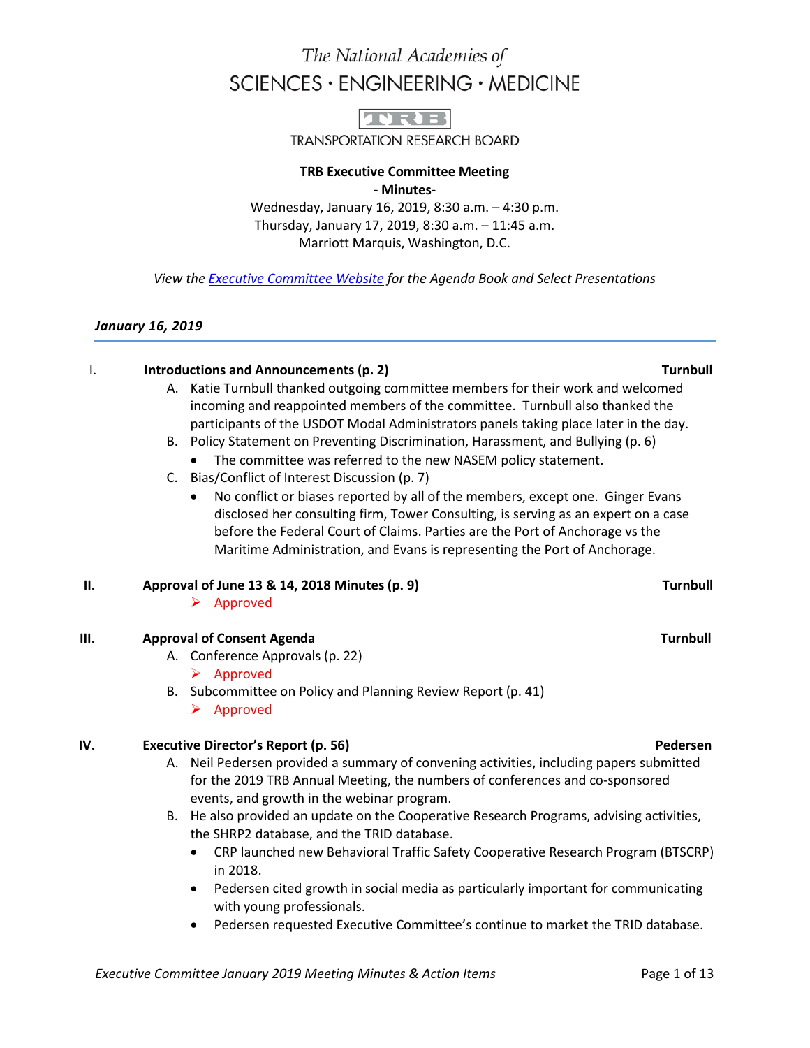The National Academies of

SCIENCES · ENGINEERING · MEDICINE

TRB

TRANSPORTATION RESEARCH BOARD

**TRB Executive Committee Meeting**

**- Minutes-**

Wednesday, January 16, 2019, 8:30 a.m. – 4:30 p.m.
Thursday, January 17, 2019, 8:30 a.m. – 11:45 a.m.
Marriott Marquis, Washington, D.C.

*View the Executive Committee Website for the Agenda Book and Select Presentations*

***January 16, 2019***

---

**I. Introductions and Announcements (p. 2)** — **Turnbull**

A. Katie Turnbull thanked outgoing committee members for their work and welcomed incoming and reappointed members of the committee. Turnbull also thanked the participants of the USDOT Modal Administrators panels taking place later in the day.

B. Policy Statement on Preventing Discrimination, Harassment, and Bullying (p. 6)
   - The committee was referred to the new NASEM policy statement.

C. Bias/Conflict of Interest Discussion (p. 7)
   - No conflict or biases reported by all of the members, except one. Ginger Evans disclosed her consulting firm, Tower Consulting, is serving as an expert on a case before the Federal Court of Claims. Parties are the Port of Anchorage vs the Maritime Administration, and Evans is representing the Port of Anchorage.

**II. Approval of June 13 & 14, 2018 Minutes (p. 9)** — **Turnbull**

- ➢ Approved

**III. Approval of Consent Agenda** — **Turnbull**

A. Conference Approvals (p. 22)
   - ➢ Approved

B. Subcommittee on Policy and Planning Review Report (p. 41)
   - ➢ Approved

**IV. Executive Director's Report (p. 56)** — **Pedersen**

A. Neil Pedersen provided a summary of convening activities, including papers submitted for the 2019 TRB Annual Meeting, the numbers of conferences and co-sponsored events, and growth in the webinar program.

B. He also provided an update on the Cooperative Research Programs, advising activities, the SHRP2 database, and the TRID database.
   - CRP launched new Behavioral Traffic Safety Cooperative Research Program (BTSCRP) in 2018.
   - Pedersen cited growth in social media as particularly important for communicating with young professionals.
   - Pedersen requested Executive Committee's continue to market the TRID database.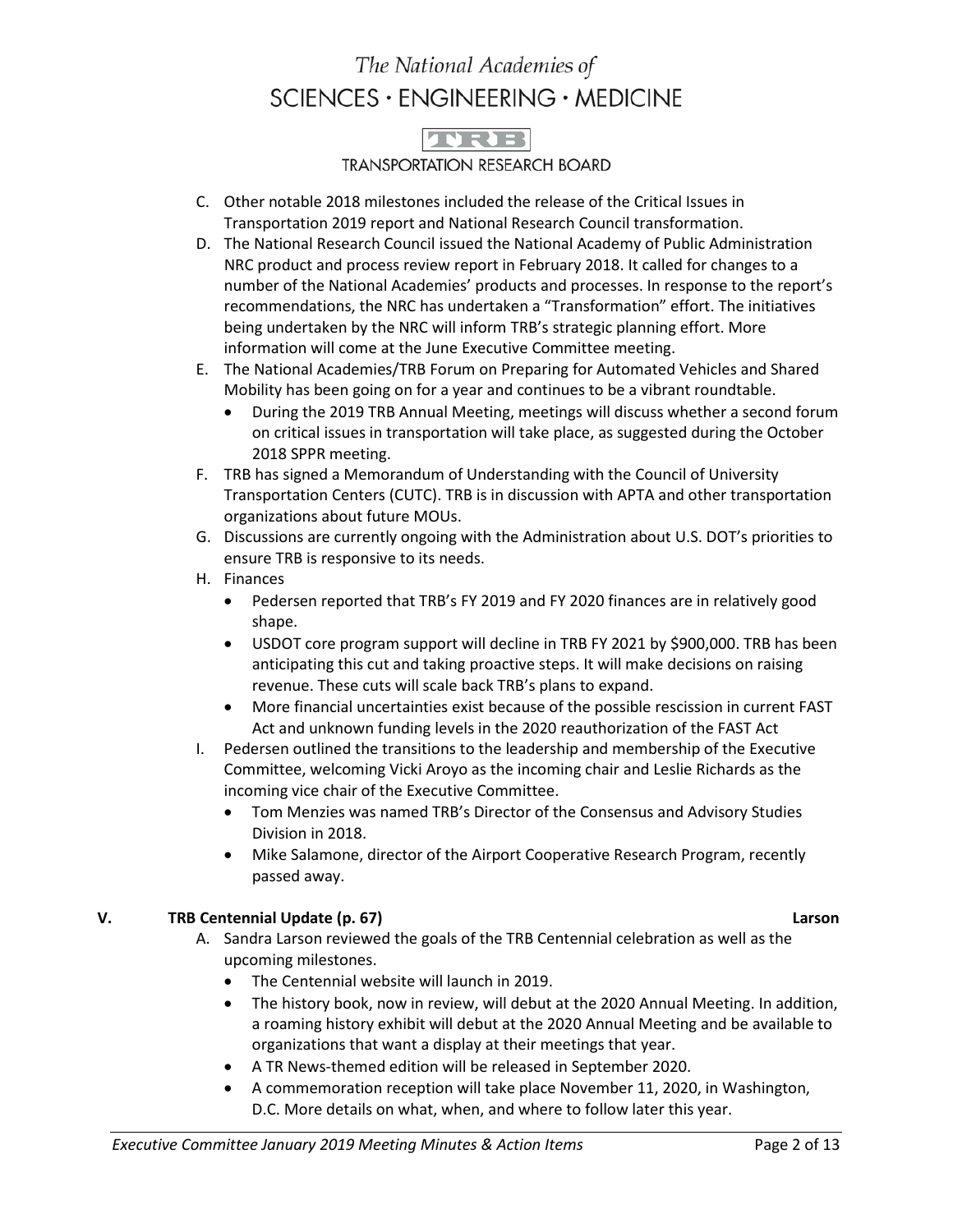C. Other notable 2018 milestones included the release of the Critical Issues in Transportation 2019 report and National Research Council transformation.

D. The National Research Council issued the National Academy of Public Administration NRC product and process review report in February 2018. It called for changes to a number of the National Academies' products and processes. In response to the report's recommendations, the NRC has undertaken a "Transformation" effort. The initiatives being undertaken by the NRC will inform TRB's strategic planning effort. More information will come at the June Executive Committee meeting.

E. The National Academies/TRB Forum on Preparing for Automated Vehicles and Shared Mobility has been going on for a year and continues to be a vibrant roundtable.
   - During the 2019 TRB Annual Meeting, meetings will discuss whether a second forum on critical issues in transportation will take place, as suggested during the October 2018 SPPR meeting.

F. TRB has signed a Memorandum of Understanding with the Council of University Transportation Centers (CUTC). TRB is in discussion with APTA and other transportation organizations about future MOUs.

G. Discussions are currently ongoing with the Administration about U.S. DOT's priorities to ensure TRB is responsive to its needs.

H. Finances
   - Pedersen reported that TRB's FY 2019 and FY 2020 finances are in relatively good shape.
   - USDOT core program support will decline in TRB FY 2021 by $900,000. TRB has been anticipating this cut and taking proactive steps. It will make decisions on raising revenue. These cuts will scale back TRB's plans to expand.
   - More financial uncertainties exist because of the possible rescission in current FAST Act and unknown funding levels in the 2020 reauthorization of the FAST Act

I. Pedersen outlined the transitions to the leadership and membership of the Executive Committee, welcoming Vicki Aroyo as the incoming chair and Leslie Richards as the incoming vice chair of the Executive Committee.
   - Tom Menzies was named TRB's Director of the Consensus and Advisory Studies Division in 2018.
   - Mike Salamone, director of the Airport Cooperative Research Program, recently passed away.

## V. TRB Centennial Update (p. 67) — Larson

A. Sandra Larson reviewed the goals of the TRB Centennial celebration as well as the upcoming milestones.
   - The Centennial website will launch in 2019.
   - The history book, now in review, will debut at the 2020 Annual Meeting. In addition, a roaming history exhibit will debut at the 2020 Annual Meeting and be available to organizations that want a display at their meetings that year.
   - A TR News-themed edition will be released in September 2020.
   - A commemoration reception will take place November 11, 2020, in Washington, D.C. More details on what, when, and where to follow later this year.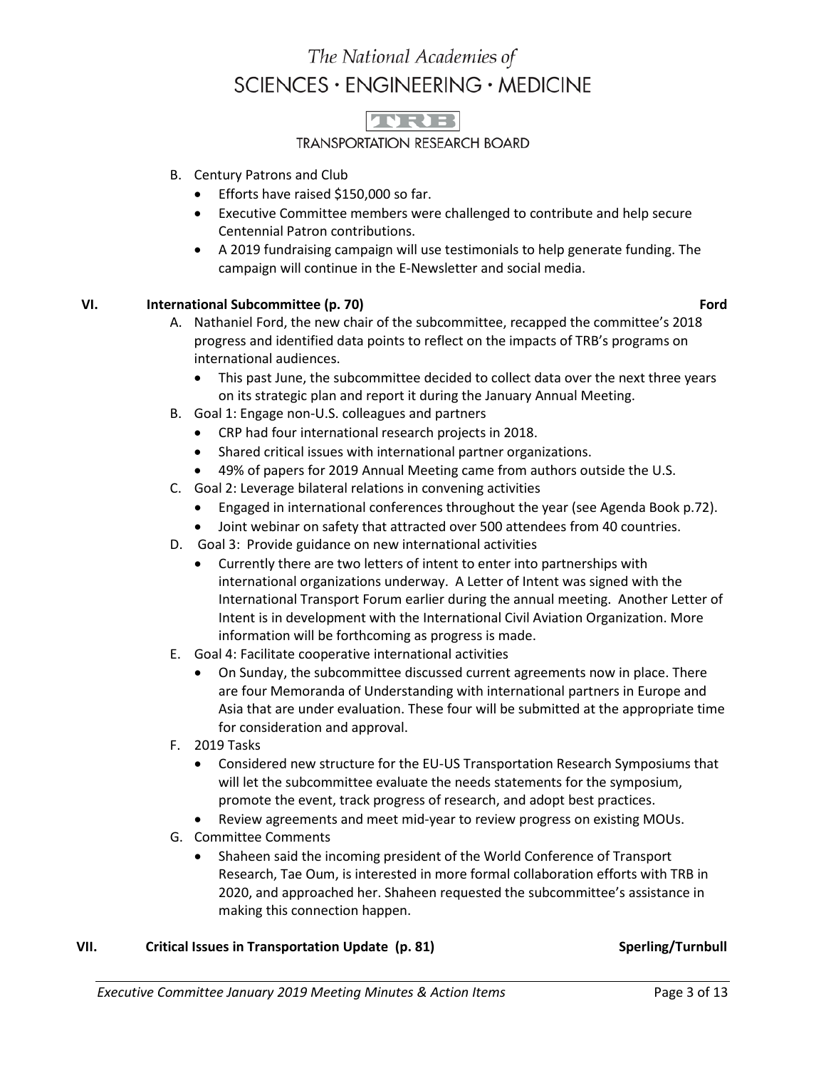B. Century Patrons and Club
   - Efforts have raised $150,000 so far.
   - Executive Committee members were challenged to contribute and help secure Centennial Patron contributions.
   - A 2019 fundraising campaign will use testimonials to help generate funding. The campaign will continue in the E-Newsletter and social media.

## VI. International Subcommittee (p. 70) — **Ford**

A. Nathaniel Ford, the new chair of the subcommittee, recapped the committee's 2018 progress and identified data points to reflect on the impacts of TRB's programs on international audiences.
   - This past June, the subcommittee decided to collect data over the next three years on its strategic plan and report it during the January Annual Meeting.

B. Goal 1: Engage non-U.S. colleagues and partners
   - CRP had four international research projects in 2018.
   - Shared critical issues with international partner organizations.
   - 49% of papers for 2019 Annual Meeting came from authors outside the U.S.

C. Goal 2: Leverage bilateral relations in convening activities
   - Engaged in international conferences throughout the year (see Agenda Book p.72).
   - Joint webinar on safety that attracted over 500 attendees from 40 countries.

D. Goal 3: Provide guidance on new international activities
   - Currently there are two letters of intent to enter into partnerships with international organizations underway. A Letter of Intent was signed with the International Transport Forum earlier during the annual meeting. Another Letter of Intent is in development with the International Civil Aviation Organization. More information will be forthcoming as progress is made.

E. Goal 4: Facilitate cooperative international activities
   - On Sunday, the subcommittee discussed current agreements now in place. There are four Memoranda of Understanding with international partners in Europe and Asia that are under evaluation. These four will be submitted at the appropriate time for consideration and approval.

F. 2019 Tasks
   - Considered new structure for the EU-US Transportation Research Symposiums that will let the subcommittee evaluate the needs statements for the symposium, promote the event, track progress of research, and adopt best practices.
   - Review agreements and meet mid-year to review progress on existing MOUs.

G. Committee Comments
   - Shaheen said the incoming president of the World Conference of Transport Research, Tae Oum, is interested in more formal collaboration efforts with TRB in 2020, and approached her. Shaheen requested the subcommittee's assistance in making this connection happen.

## VII. Critical Issues in Transportation Update (p. 81) — **Sperling/Turnbull**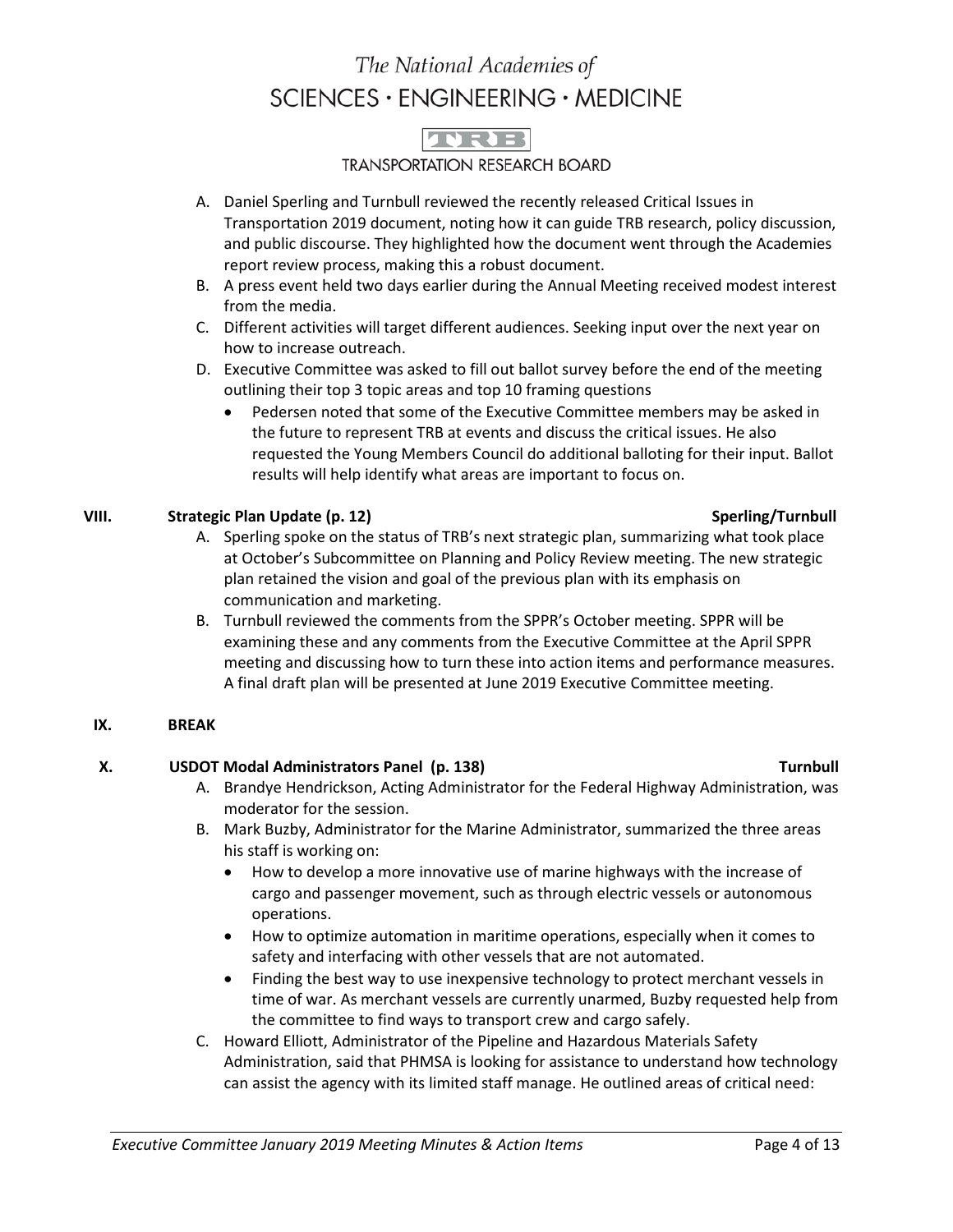A. Daniel Sperling and Turnbull reviewed the recently released Critical Issues in Transportation 2019 document, noting how it can guide TRB research, policy discussion, and public discourse. They highlighted how the document went through the Academies report review process, making this a robust document.
B. A press event held two days earlier during the Annual Meeting received modest interest from the media.
C. Different activities will target different audiences. Seeking input over the next year on how to increase outreach.
D. Executive Committee was asked to fill out ballot survey before the end of the meeting outlining their top 3 topic areas and top 10 framing questions
   - Pedersen noted that some of the Executive Committee members may be asked in the future to represent TRB at events and discuss the critical issues. He also requested the Young Members Council do additional balloting for their input. Ballot results will help identify what areas are important to focus on.

## VIII. Strategic Plan Update (p. 12) — Sperling/Turnbull

A. Sperling spoke on the status of TRB's next strategic plan, summarizing what took place at October's Subcommittee on Planning and Policy Review meeting. The new strategic plan retained the vision and goal of the previous plan with its emphasis on communication and marketing.
B. Turnbull reviewed the comments from the SPPR's October meeting. SPPR will be examining these and any comments from the Executive Committee at the April SPPR meeting and discussing how to turn these into action items and performance measures. A final draft plan will be presented at June 2019 Executive Committee meeting.

## IX. BREAK

## X. USDOT Modal Administrators Panel (p. 138) — Turnbull

A. Brandye Hendrickson, Acting Administrator for the Federal Highway Administration, was moderator for the session.
B. Mark Buzby, Administrator for the Marine Administrator, summarized the three areas his staff is working on:
   - How to develop a more innovative use of marine highways with the increase of cargo and passenger movement, such as through electric vessels or autonomous operations.
   - How to optimize automation in maritime operations, especially when it comes to safety and interfacing with other vessels that are not automated.
   - Finding the best way to use inexpensive technology to protect merchant vessels in time of war. As merchant vessels are currently unarmed, Buzby requested help from the committee to find ways to transport crew and cargo safely.
C. Howard Elliott, Administrator of the Pipeline and Hazardous Materials Safety Administration, said that PHMSA is looking for assistance to understand how technology can assist the agency with its limited staff manage. He outlined areas of critical need: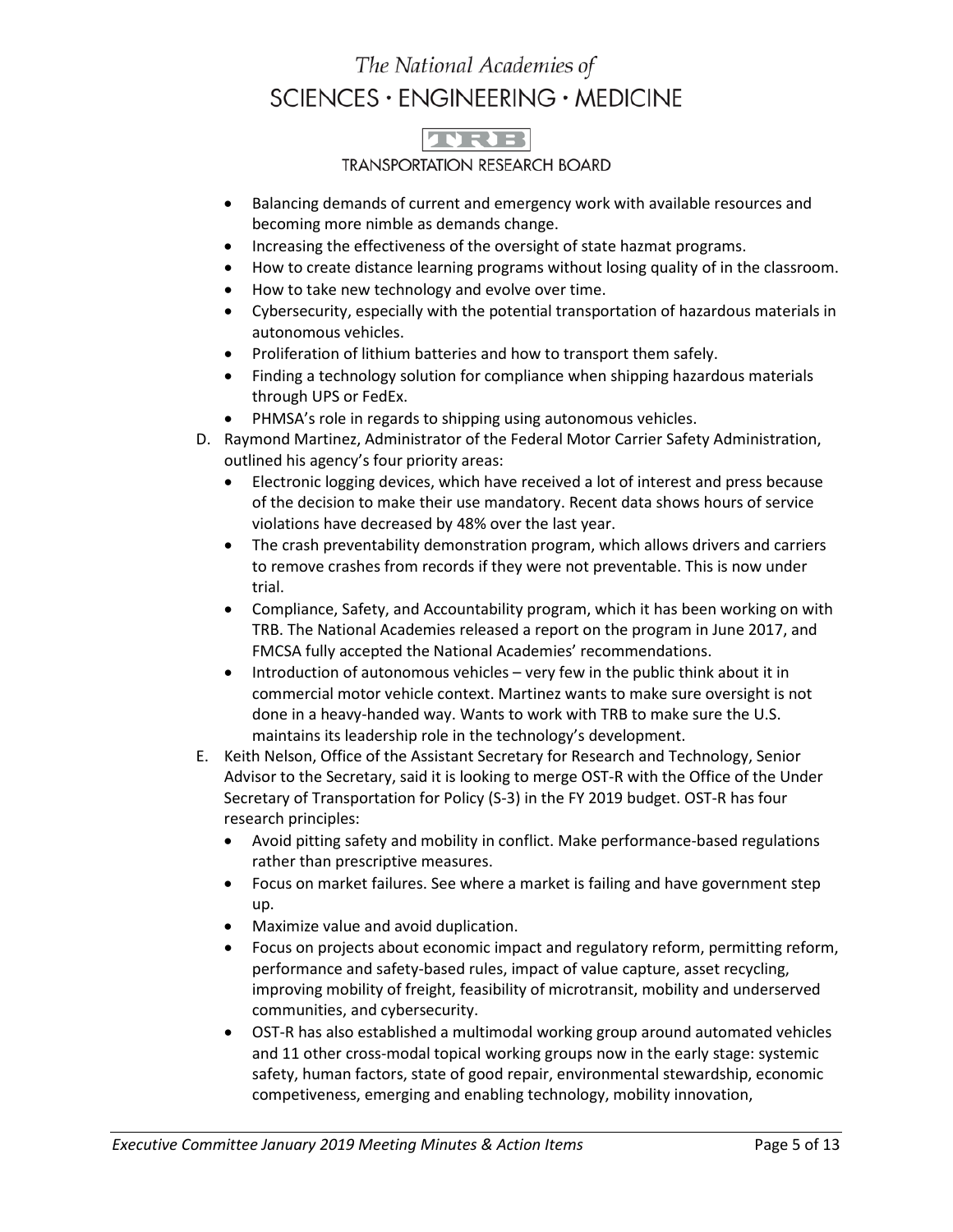- Balancing demands of current and emergency work with available resources and becoming more nimble as demands change.
- Increasing the effectiveness of the oversight of state hazmat programs.
- How to create distance learning programs without losing quality of in the classroom.
- How to take new technology and evolve over time.
- Cybersecurity, especially with the potential transportation of hazardous materials in autonomous vehicles.
- Proliferation of lithium batteries and how to transport them safely.
- Finding a technology solution for compliance when shipping hazardous materials through UPS or FedEx.
- PHMSA's role in regards to shipping using autonomous vehicles.

D. Raymond Martinez, Administrator of the Federal Motor Carrier Safety Administration, outlined his agency's four priority areas:
   - Electronic logging devices, which have received a lot of interest and press because of the decision to make their use mandatory. Recent data shows hours of service violations have decreased by 48% over the last year.
   - The crash preventability demonstration program, which allows drivers and carriers to remove crashes from records if they were not preventable. This is now under trial.
   - Compliance, Safety, and Accountability program, which it has been working on with TRB. The National Academies released a report on the program in June 2017, and FMCSA fully accepted the National Academies' recommendations.
   - Introduction of autonomous vehicles – very few in the public think about it in commercial motor vehicle context. Martinez wants to make sure oversight is not done in a heavy-handed way. Wants to work with TRB to make sure the U.S. maintains its leadership role in the technology's development.

E. Keith Nelson, Office of the Assistant Secretary for Research and Technology, Senior Advisor to the Secretary, said it is looking to merge OST-R with the Office of the Under Secretary of Transportation for Policy (S-3) in the FY 2019 budget. OST-R has four research principles:
   - Avoid pitting safety and mobility in conflict. Make performance-based regulations rather than prescriptive measures.
   - Focus on market failures. See where a market is failing and have government step up.
   - Maximize value and avoid duplication.
   - Focus on projects about economic impact and regulatory reform, permitting reform, performance and safety-based rules, impact of value capture, asset recycling, improving mobility of freight, feasibility of microtransit, mobility and underserved communities, and cybersecurity.
   - OST-R has also established a multimodal working group around automated vehicles and 11 other cross-modal topical working groups now in the early stage: systemic safety, human factors, state of good repair, environmental stewardship, economic competiveness, emerging and enabling technology, mobility innovation,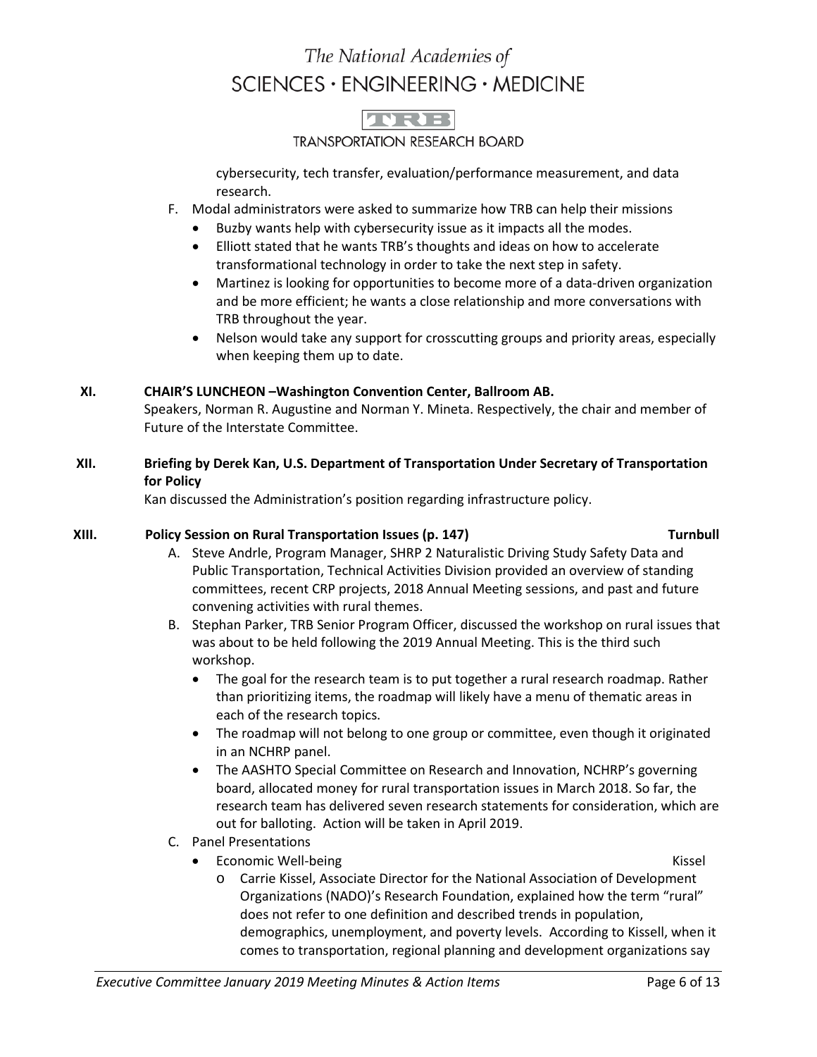cybersecurity, tech transfer, evaluation/performance measurement, and data research.

F. Modal administrators were asked to summarize how TRB can help their missions
   - Buzby wants help with cybersecurity issue as it impacts all the modes.
   - Elliott stated that he wants TRB's thoughts and ideas on how to accelerate transformational technology in order to take the next step in safety.
   - Martinez is looking for opportunities to become more of a data-driven organization and be more efficient; he wants a close relationship and more conversations with TRB throughout the year.
   - Nelson would take any support for crosscutting groups and priority areas, especially when keeping them up to date.

## XI. CHAIR'S LUNCHEON –Washington Convention Center, Ballroom AB.

Speakers, Norman R. Augustine and Norman Y. Mineta. Respectively, the chair and member of Future of the Interstate Committee.

## XII. Briefing by Derek Kan, U.S. Department of Transportation Under Secretary of Transportation for Policy

Kan discussed the Administration's position regarding infrastructure policy.

## XIII. Policy Session on Rural Transportation Issues (p. 147) — Turnbull

A. Steve Andrle, Program Manager, SHRP 2 Naturalistic Driving Study Safety Data and Public Transportation, Technical Activities Division provided an overview of standing committees, recent CRP projects, 2018 Annual Meeting sessions, and past and future convening activities with rural themes.

B. Stephan Parker, TRB Senior Program Officer, discussed the workshop on rural issues that was about to be held following the 2019 Annual Meeting. This is the third such workshop.
   - The goal for the research team is to put together a rural research roadmap. Rather than prioritizing items, the roadmap will likely have a menu of thematic areas in each of the research topics.
   - The roadmap will not belong to one group or committee, even though it originated in an NCHRP panel.
   - The AASHTO Special Committee on Research and Innovation, NCHRP's governing board, allocated money for rural transportation issues in March 2018. So far, the research team has delivered seven research statements for consideration, which are out for balloting. Action will be taken in April 2019.

C. Panel Presentations
   - Economic Well-being — Kissel
     - Carrie Kissel, Associate Director for the National Association of Development Organizations (NADO)'s Research Foundation, explained how the term "rural" does not refer to one definition and described trends in population, demographics, unemployment, and poverty levels. According to Kissell, when it comes to transportation, regional planning and development organizations say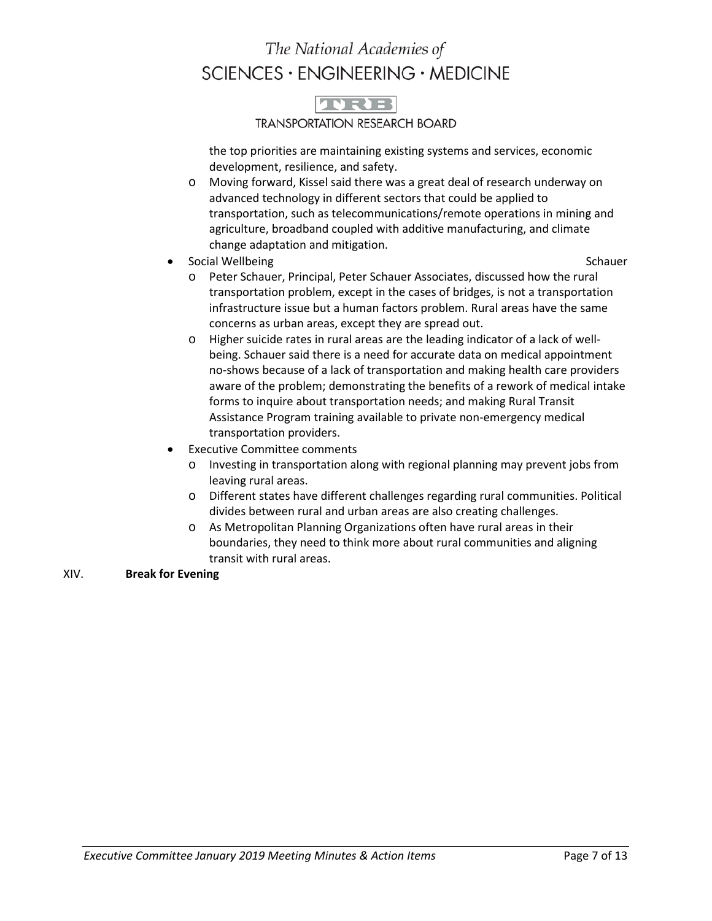the top priorities are maintaining existing systems and services, economic development, resilience, and safety.

  - Moving forward, Kissel said there was a great deal of research underway on advanced technology in different sectors that could be applied to transportation, such as telecommunications/remote operations in mining and agriculture, broadband coupled with additive manufacturing, and climate change adaptation and mitigation.

- Social Wellbeing — Schauer
  - Peter Schauer, Principal, Peter Schauer Associates, discussed how the rural transportation problem, except in the cases of bridges, is not a transportation infrastructure issue but a human factors problem. Rural areas have the same concerns as urban areas, except they are spread out.
  - Higher suicide rates in rural areas are the leading indicator of a lack of well-being. Schauer said there is a need for accurate data on medical appointment no-shows because of a lack of transportation and making health care providers aware of the problem; demonstrating the benefits of a rework of medical intake forms to inquire about transportation needs; and making Rural Transit Assistance Program training available to private non-emergency medical transportation providers.
- Executive Committee comments
  - Investing in transportation along with regional planning may prevent jobs from leaving rural areas.
  - Different states have different challenges regarding rural communities. Political divides between rural and urban areas are also creating challenges.
  - As Metropolitan Planning Organizations often have rural areas in their boundaries, they need to think more about rural communities and aligning transit with rural areas.

XIV. **Break for Evening**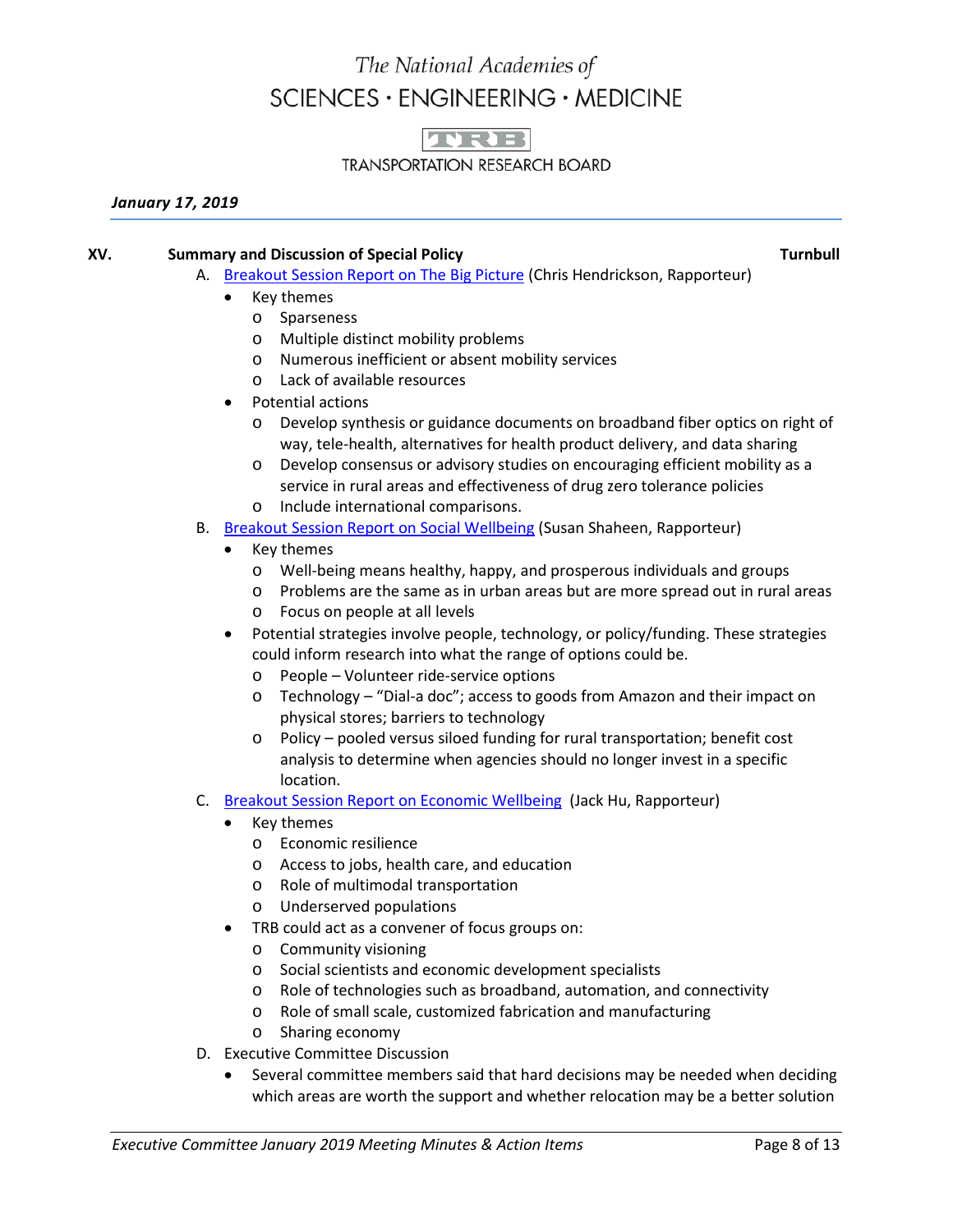*January 17, 2019*

**XV. Summary and Discussion of Special Policy** **Turnbull**

A. Breakout Session Report on The Big Picture (Chris Hendrickson, Rapporteur)
   - Key themes
     - Sparseness
     - Multiple distinct mobility problems
     - Numerous inefficient or absent mobility services
     - Lack of available resources
   - Potential actions
     - Develop synthesis or guidance documents on broadband fiber optics on right of way, tele-health, alternatives for health product delivery, and data sharing
     - Develop consensus or advisory studies on encouraging efficient mobility as a service in rural areas and effectiveness of drug zero tolerance policies
     - Include international comparisons.

B. Breakout Session Report on Social Wellbeing (Susan Shaheen, Rapporteur)
   - Key themes
     - Well-being means healthy, happy, and prosperous individuals and groups
     - Problems are the same as in urban areas but are more spread out in rural areas
     - Focus on people at all levels
   - Potential strategies involve people, technology, or policy/funding. These strategies could inform research into what the range of options could be.
     - People – Volunteer ride-service options
     - Technology – "Dial-a doc"; access to goods from Amazon and their impact on physical stores; barriers to technology
     - Policy – pooled versus siloed funding for rural transportation; benefit cost analysis to determine when agencies should no longer invest in a specific location.

C. Breakout Session Report on Economic Wellbeing (Jack Hu, Rapporteur)
   - Key themes
     - Economic resilience
     - Access to jobs, health care, and education
     - Role of multimodal transportation
     - Underserved populations
   - TRB could act as a convener of focus groups on:
     - Community visioning
     - Social scientists and economic development specialists
     - Role of technologies such as broadband, automation, and connectivity
     - Role of small scale, customized fabrication and manufacturing
     - Sharing economy

D. Executive Committee Discussion
   - Several committee members said that hard decisions may be needed when deciding which areas are worth the support and whether relocation may be a better solution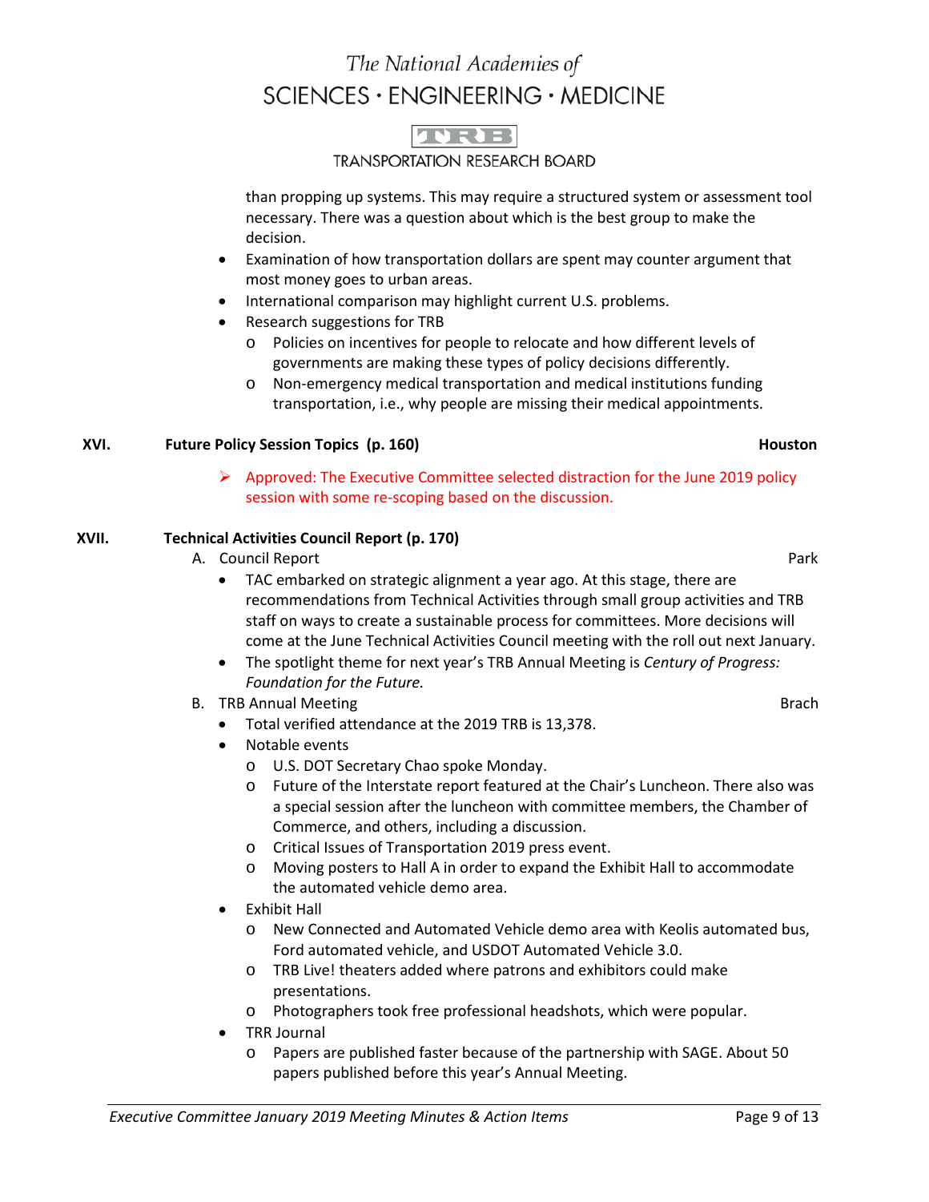than propping up systems. This may require a structured system or assessment tool necessary. There was a question about which is the best group to make the decision.

- Examination of how transportation dollars are spent may counter argument that most money goes to urban areas.
- International comparison may highlight current U.S. problems.
- Research suggestions for TRB
  - Policies on incentives for people to relocate and how different levels of governments are making these types of policy decisions differently.
  - Non-emergency medical transportation and medical institutions funding transportation, i.e., why people are missing their medical appointments.

## XVI. Future Policy Session Topics (p. 160) — Houston

➢ Approved: The Executive Committee selected distraction for the June 2019 policy session with some re-scoping based on the discussion.

## XVII. Technical Activities Council Report (p. 170)

A. Council Report — Park

- TAC embarked on strategic alignment a year ago. At this stage, there are recommendations from Technical Activities through small group activities and TRB staff on ways to create a sustainable process for committees. More decisions will come at the June Technical Activities Council meeting with the roll out next January.
- The spotlight theme for next year's TRB Annual Meeting is *Century of Progress: Foundation for the Future.*

B. TRB Annual Meeting — Brach

- Total verified attendance at the 2019 TRB is 13,378.
- Notable events
  - U.S. DOT Secretary Chao spoke Monday.
  - Future of the Interstate report featured at the Chair's Luncheon. There also was a special session after the luncheon with committee members, the Chamber of Commerce, and others, including a discussion.
  - Critical Issues of Transportation 2019 press event.
  - Moving posters to Hall A in order to expand the Exhibit Hall to accommodate the automated vehicle demo area.
- Exhibit Hall
  - New Connected and Automated Vehicle demo area with Keolis automated bus, Ford automated vehicle, and USDOT Automated Vehicle 3.0.
  - TRB Live! theaters added where patrons and exhibitors could make presentations.
  - Photographers took free professional headshots, which were popular.
- TRR Journal
  - Papers are published faster because of the partnership with SAGE. About 50 papers published before this year's Annual Meeting.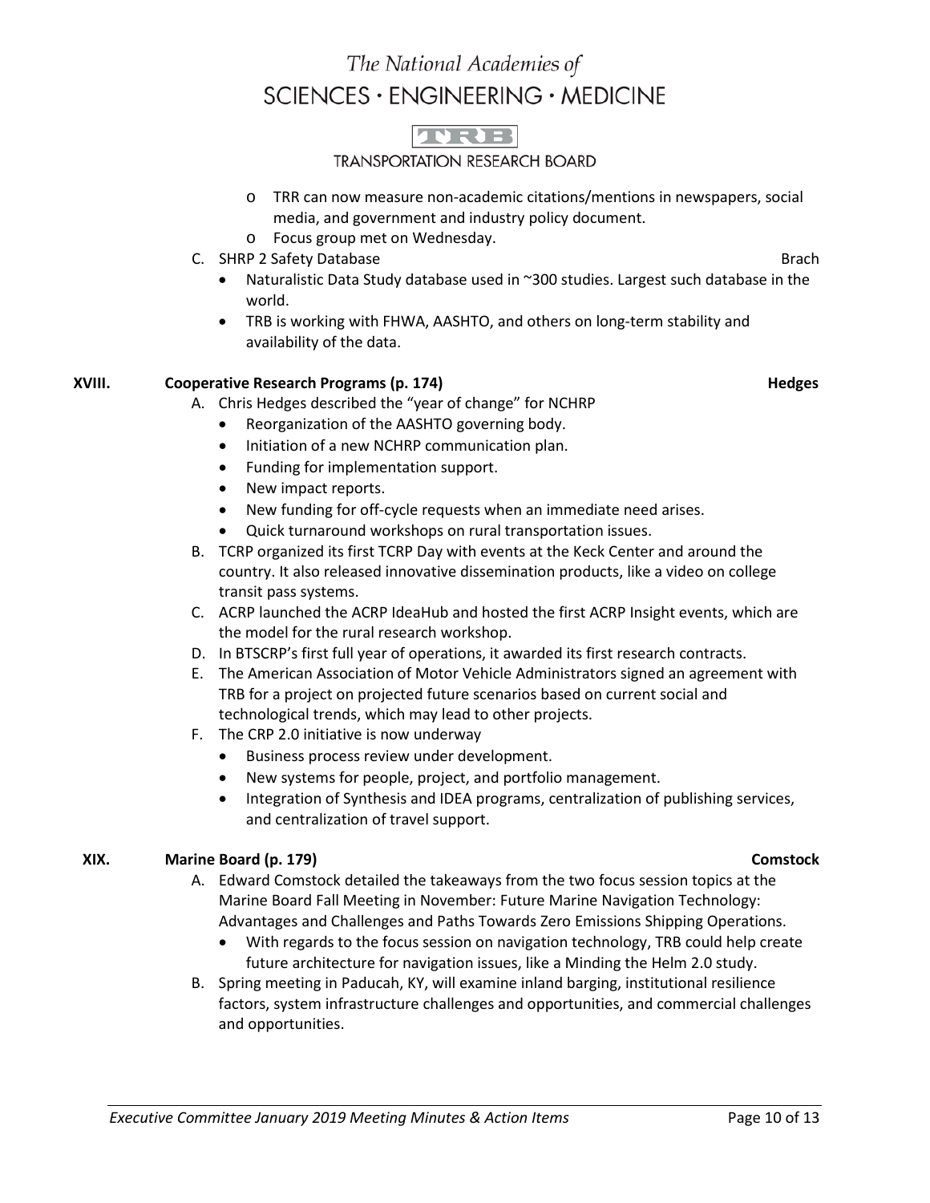- TRR can now measure non-academic citations/mentions in newspapers, social media, and government and industry policy document.
- Focus group met on Wednesday.

C. SHRP 2 Safety Database — Brach

- Naturalistic Data Study database used in ~300 studies. Largest such database in the world.
- TRB is working with FHWA, AASHTO, and others on long-term stability and availability of the data.

## XVIII. Cooperative Research Programs (p. 174) — Hedges

A. Chris Hedges described the "year of change" for NCHRP

- Reorganization of the AASHTO governing body.
- Initiation of a new NCHRP communication plan.
- Funding for implementation support.
- New impact reports.
- New funding for off-cycle requests when an immediate need arises.
- Quick turnaround workshops on rural transportation issues.

B. TCRP organized its first TCRP Day with events at the Keck Center and around the country. It also released innovative dissemination products, like a video on college transit pass systems.

C. ACRP launched the ACRP IdeaHub and hosted the first ACRP Insight events, which are the model for the rural research workshop.

D. In BTSCRP's first full year of operations, it awarded its first research contracts.

E. The American Association of Motor Vehicle Administrators signed an agreement with TRB for a project on projected future scenarios based on current social and technological trends, which may lead to other projects.

F. The CRP 2.0 initiative is now underway

- Business process review under development.
- New systems for people, project, and portfolio management.
- Integration of Synthesis and IDEA programs, centralization of publishing services, and centralization of travel support.

## XIX. Marine Board (p. 179) — Comstock

A. Edward Comstock detailed the takeaways from the two focus session topics at the Marine Board Fall Meeting in November: Future Marine Navigation Technology: Advantages and Challenges and Paths Towards Zero Emissions Shipping Operations.

- With regards to the focus session on navigation technology, TRB could help create future architecture for navigation issues, like a Minding the Helm 2.0 study.

B. Spring meeting in Paducah, KY, will examine inland barging, institutional resilience factors, system infrastructure challenges and opportunities, and commercial challenges and opportunities.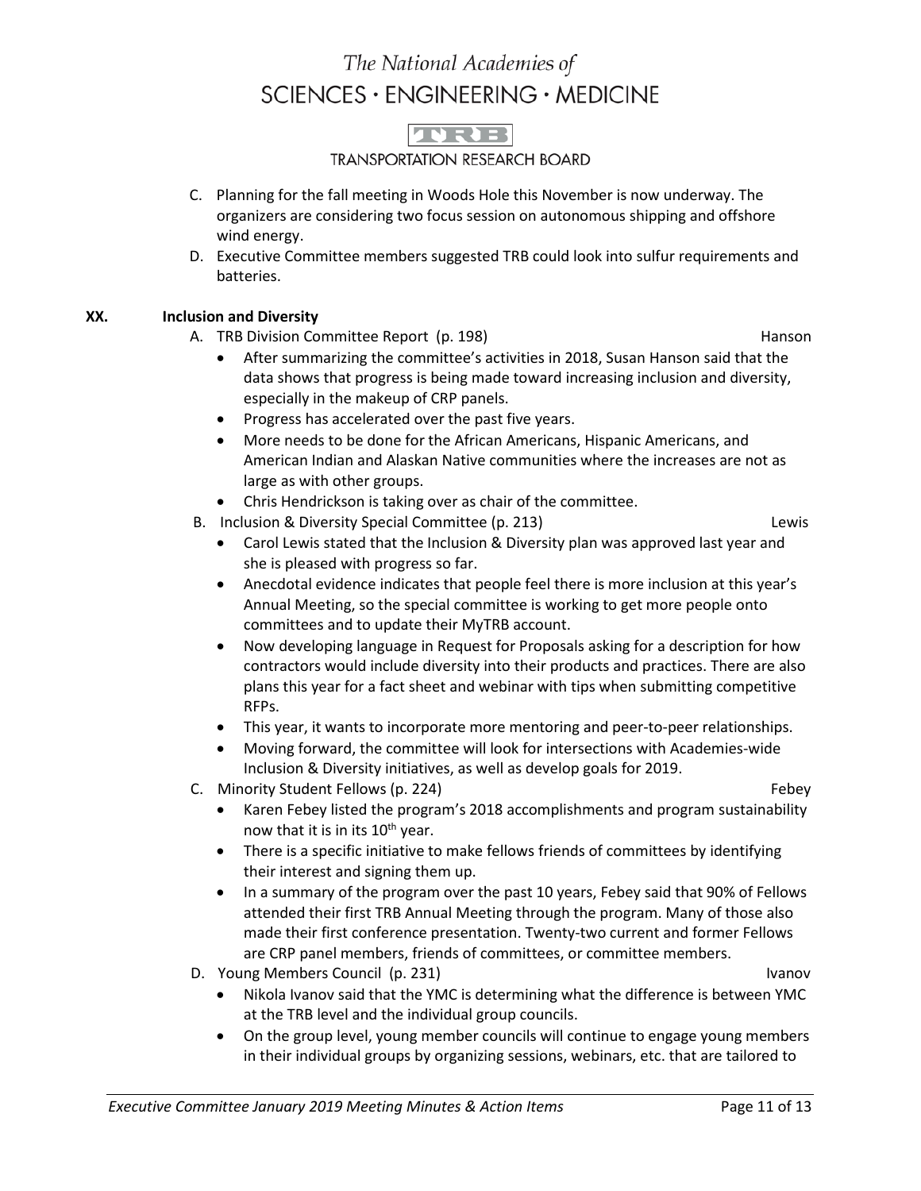C. Planning for the fall meeting in Woods Hole this November is now underway. The organizers are considering two focus session on autonomous shipping and offshore wind energy.

D. Executive Committee members suggested TRB could look into sulfur requirements and batteries.

## XX. Inclusion and Diversity

A. TRB Division Committee Report (p. 198) — Hanson

- After summarizing the committee's activities in 2018, Susan Hanson said that the data shows that progress is being made toward increasing inclusion and diversity, especially in the makeup of CRP panels.
- Progress has accelerated over the past five years.
- More needs to be done for the African Americans, Hispanic Americans, and American Indian and Alaskan Native communities where the increases are not as large as with other groups.
- Chris Hendrickson is taking over as chair of the committee.

B. Inclusion & Diversity Special Committee (p. 213) — Lewis

- Carol Lewis stated that the Inclusion & Diversity plan was approved last year and she is pleased with progress so far.
- Anecdotal evidence indicates that people feel there is more inclusion at this year's Annual Meeting, so the special committee is working to get more people onto committees and to update their MyTRB account.
- Now developing language in Request for Proposals asking for a description for how contractors would include diversity into their products and practices. There are also plans this year for a fact sheet and webinar with tips when submitting competitive RFPs.
- This year, it wants to incorporate more mentoring and peer-to-peer relationships.
- Moving forward, the committee will look for intersections with Academies-wide Inclusion & Diversity initiatives, as well as develop goals for 2019.

C. Minority Student Fellows (p. 224) — Febey

- Karen Febey listed the program's 2018 accomplishments and program sustainability now that it is in its 10th year.
- There is a specific initiative to make fellows friends of committees by identifying their interest and signing them up.
- In a summary of the program over the past 10 years, Febey said that 90% of Fellows attended their first TRB Annual Meeting through the program. Many of those also made their first conference presentation. Twenty-two current and former Fellows are CRP panel members, friends of committees, or committee members.

D. Young Members Council (p. 231) — Ivanov

- Nikola Ivanov said that the YMC is determining what the difference is between YMC at the TRB level and the individual group councils.
- On the group level, young member councils will continue to engage young members in their individual groups by organizing sessions, webinars, etc. that are tailored to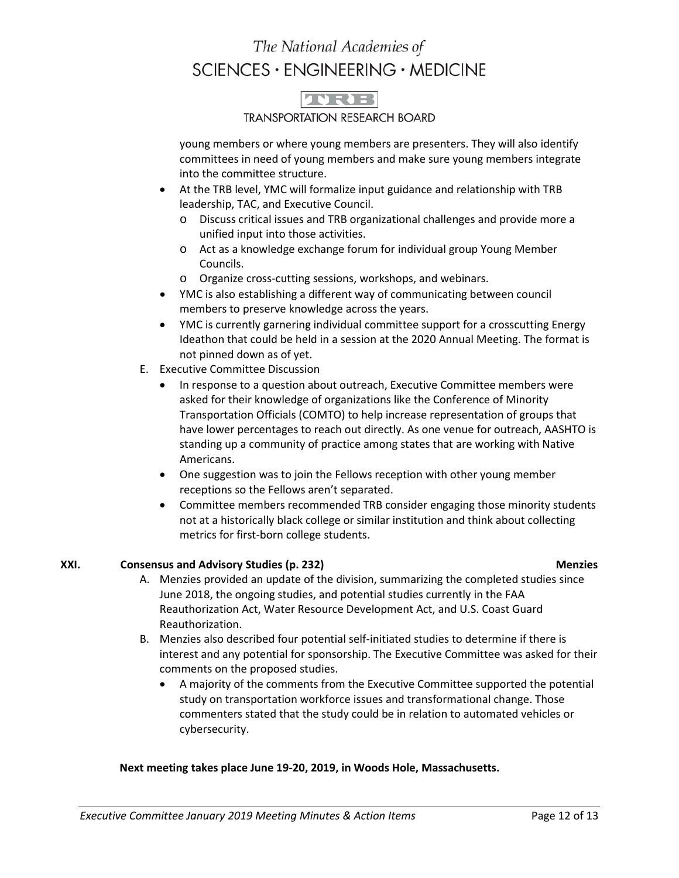young members or where young members are presenters. They will also identify committees in need of young members and make sure young members integrate into the committee structure.

- At the TRB level, YMC will formalize input guidance and relationship with TRB leadership, TAC, and Executive Council.
  - Discuss critical issues and TRB organizational challenges and provide more a unified input into those activities.
  - Act as a knowledge exchange forum for individual group Young Member Councils.
  - Organize cross-cutting sessions, workshops, and webinars.
- YMC is also establishing a different way of communicating between council members to preserve knowledge across the years.
- YMC is currently garnering individual committee support for a crosscutting Energy Ideathon that could be held in a session at the 2020 Annual Meeting. The format is not pinned down as of yet.

E. Executive Committee Discussion

- In response to a question about outreach, Executive Committee members were asked for their knowledge of organizations like the Conference of Minority Transportation Officials (COMTO) to help increase representation of groups that have lower percentages to reach out directly. As one venue for outreach, AASHTO is standing up a community of practice among states that are working with Native Americans.
- One suggestion was to join the Fellows reception with other young member receptions so the Fellows aren't separated.
- Committee members recommended TRB consider engaging those minority students not at a historically black college or similar institution and think about collecting metrics for first-born college students.

**XXI. Consensus and Advisory Studies (p. 232) — Menzies**

A. Menzies provided an update of the division, summarizing the completed studies since June 2018, the ongoing studies, and potential studies currently in the FAA Reauthorization Act, Water Resource Development Act, and U.S. Coast Guard Reauthorization.

B. Menzies also described four potential self-initiated studies to determine if there is interest and any potential for sponsorship. The Executive Committee was asked for their comments on the proposed studies.

- A majority of the comments from the Executive Committee supported the potential study on transportation workforce issues and transformational change. Those commenters stated that the study could be in relation to automated vehicles or cybersecurity.

**Next meeting takes place June 19-20, 2019, in Woods Hole, Massachusetts.**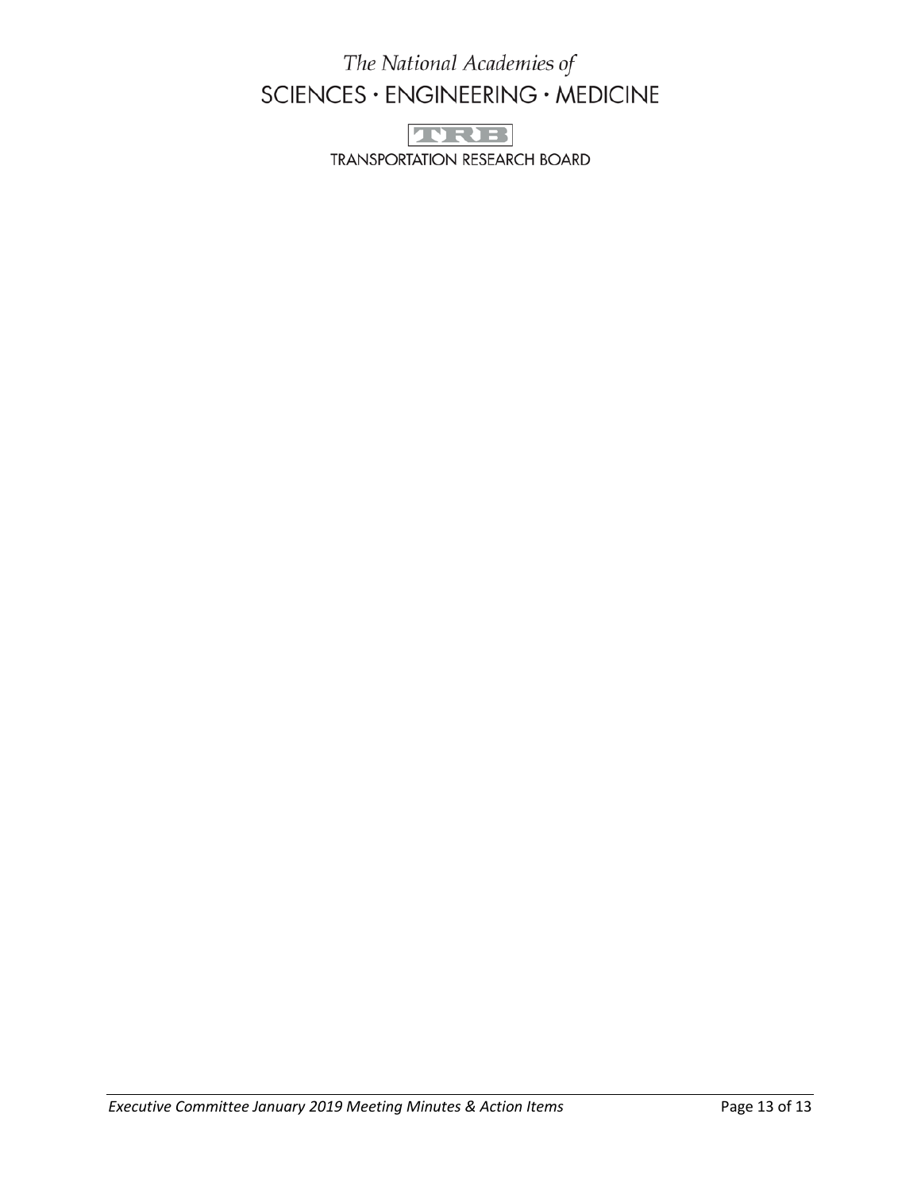The National Academies of
SCIENCES · ENGINEERING · MEDICINE

TRB
TRANSPORTATION RESEARCH BOARD